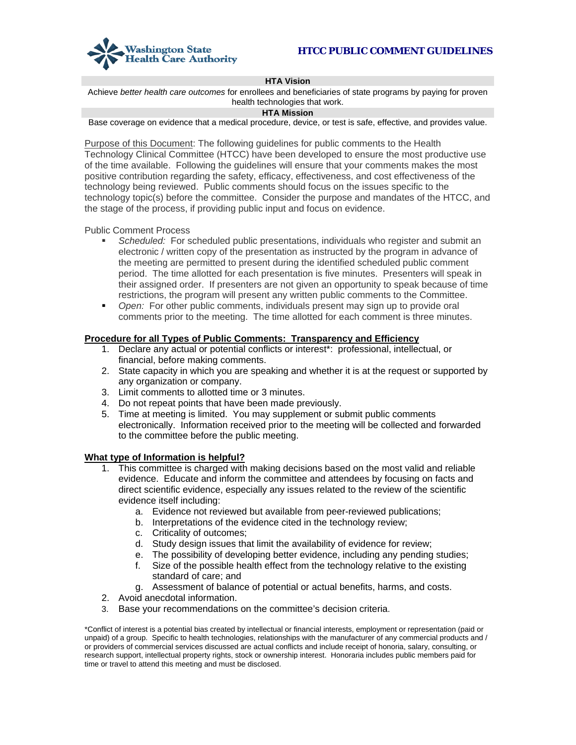Washington State Health Care Authority

# HTCC PUBLIC COMMENT GUIDELINES

**HTA Vision**

Achieve *better health care outcomes* for enrollees and beneficiaries of state programs by paying for proven health technologies that work.

**HTA Mission**

Base coverage on evidence that a medical procedure, device, or test is safe, effective, and provides value.

Purpose of this Document: The following guidelines for public comments to the Health Technology Clinical Committee (HTCC) have been developed to ensure the most productive use of the time available. Following the guidelines will ensure that your comments makes the most positive contribution regarding the safety, efficacy, effectiveness, and cost effectiveness of the technology being reviewed. Public comments should focus on the issues specific to the technology topic(s) before the committee. Consider the purpose and mandates of the HTCC, and the stage of the process, if providing public input and focus on evidence.

Public Comment Process

- *Scheduled:* For scheduled public presentations, individuals who register and submit an electronic / written copy of the presentation as instructed by the program in advance of the meeting are permitted to present during the identified scheduled public comment period. The time allotted for each presentation is five minutes. Presenters will speak in their assigned order. If presenters are not given an opportunity to speak because of time restrictions, the program will present any written public comments to the Committee.
- *Open:* For other public comments, individuals present may sign up to provide oral comments prior to the meeting. The time allotted for each comment is three minutes.

**Procedure for all Types of Public Comments: Transparency and Efficiency**

1. Declare any actual or potential conflicts or interest*: professional, intellectual, or financial, before making comments.
2. State capacity in which you are speaking and whether it is at the request or supported by any organization or company.
3. Limit comments to allotted time or 3 minutes.
4. Do not repeat points that have been made previously.
5. Time at meeting is limited. You may supplement or submit public comments electronically. Information received prior to the meeting will be collected and forwarded to the committee before the public meeting.

**What type of Information is helpful?**

1. This committee is charged with making decisions based on the most valid and reliable evidence. Educate and inform the committee and attendees by focusing on facts and direct scientific evidence, especially any issues related to the review of the scientific evidence itself including:
   a. Evidence not reviewed but available from peer-reviewed publications;
   b. Interpretations of the evidence cited in the technology review;
   c. Criticality of outcomes;
   d. Study design issues that limit the availability of evidence for review;
   e. The possibility of developing better evidence, including any pending studies;
   f. Size of the possible health effect from the technology relative to the existing standard of care; and
   g. Assessment of balance of potential or actual benefits, harms, and costs.
2. Avoid anecdotal information.
3. Base your recommendations on the committee's decision criteria.

*Conflict of interest is a potential bias created by intellectual or financial interests, employment or representation (paid or unpaid) of a group. Specific to health technologies, relationships with the manufacturer of any commercial products and / or providers of commercial services discussed are actual conflicts and include receipt of honoria, salary, consulting, or research support, intellectual property rights, stock or ownership interest. Honoraria includes public members paid for time or travel to attend this meeting and must be disclosed.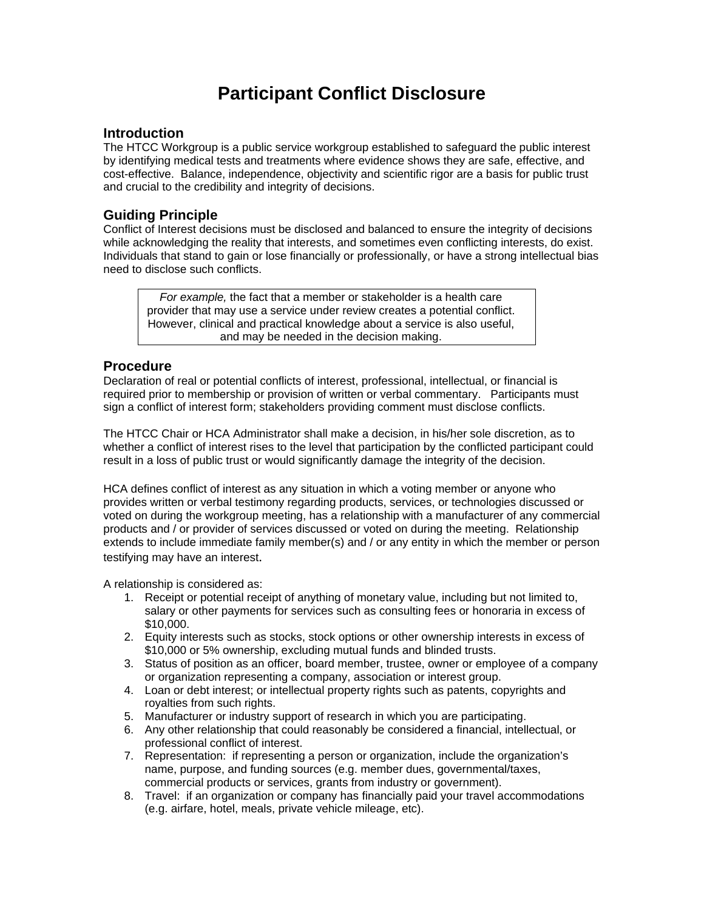# Participant Conflict Disclosure

## Introduction

The HTCC Workgroup is a public service workgroup established to safeguard the public interest by identifying medical tests and treatments where evidence shows they are safe, effective, and cost-effective. Balance, independence, objectivity and scientific rigor are a basis for public trust and crucial to the credibility and integrity of decisions.

## Guiding Principle

Conflict of Interest decisions must be disclosed and balanced to ensure the integrity of decisions while acknowledging the reality that interests, and sometimes even conflicting interests, do exist. Individuals that stand to gain or lose financially or professionally, or have a strong intellectual bias need to disclose such conflicts.

> *For example,* the fact that a member or stakeholder is a health care provider that may use a service under review creates a potential conflict. However, clinical and practical knowledge about a service is also useful, and may be needed in the decision making.

## Procedure

Declaration of real or potential conflicts of interest, professional, intellectual, or financial is required prior to membership or provision of written or verbal commentary. Participants must sign a conflict of interest form; stakeholders providing comment must disclose conflicts.

The HTCC Chair or HCA Administrator shall make a decision, in his/her sole discretion, as to whether a conflict of interest rises to the level that participation by the conflicted participant could result in a loss of public trust or would significantly damage the integrity of the decision.

HCA defines conflict of interest as any situation in which a voting member or anyone who provides written or verbal testimony regarding products, services, or technologies discussed or voted on during the workgroup meeting, has a relationship with a manufacturer of any commercial products and / or provider of services discussed or voted on during the meeting. Relationship extends to include immediate family member(s) and / or any entity in which the member or person testifying may have an interest.

A relationship is considered as:

1. Receipt or potential receipt of anything of monetary value, including but not limited to, salary or other payments for services such as consulting fees or honoraria in excess of $10,000.
2. Equity interests such as stocks, stock options or other ownership interests in excess of $10,000 or 5% ownership, excluding mutual funds and blinded trusts.
3. Status of position as an officer, board member, trustee, owner or employee of a company or organization representing a company, association or interest group.
4. Loan or debt interest; or intellectual property rights such as patents, copyrights and royalties from such rights.
5. Manufacturer or industry support of research in which you are participating.
6. Any other relationship that could reasonably be considered a financial, intellectual, or professional conflict of interest.
7. Representation: if representing a person or organization, include the organization's name, purpose, and funding sources (e.g. member dues, governmental/taxes, commercial products or services, grants from industry or government).
8. Travel: if an organization or company has financially paid your travel accommodations (e.g. airfare, hotel, meals, private vehicle mileage, etc).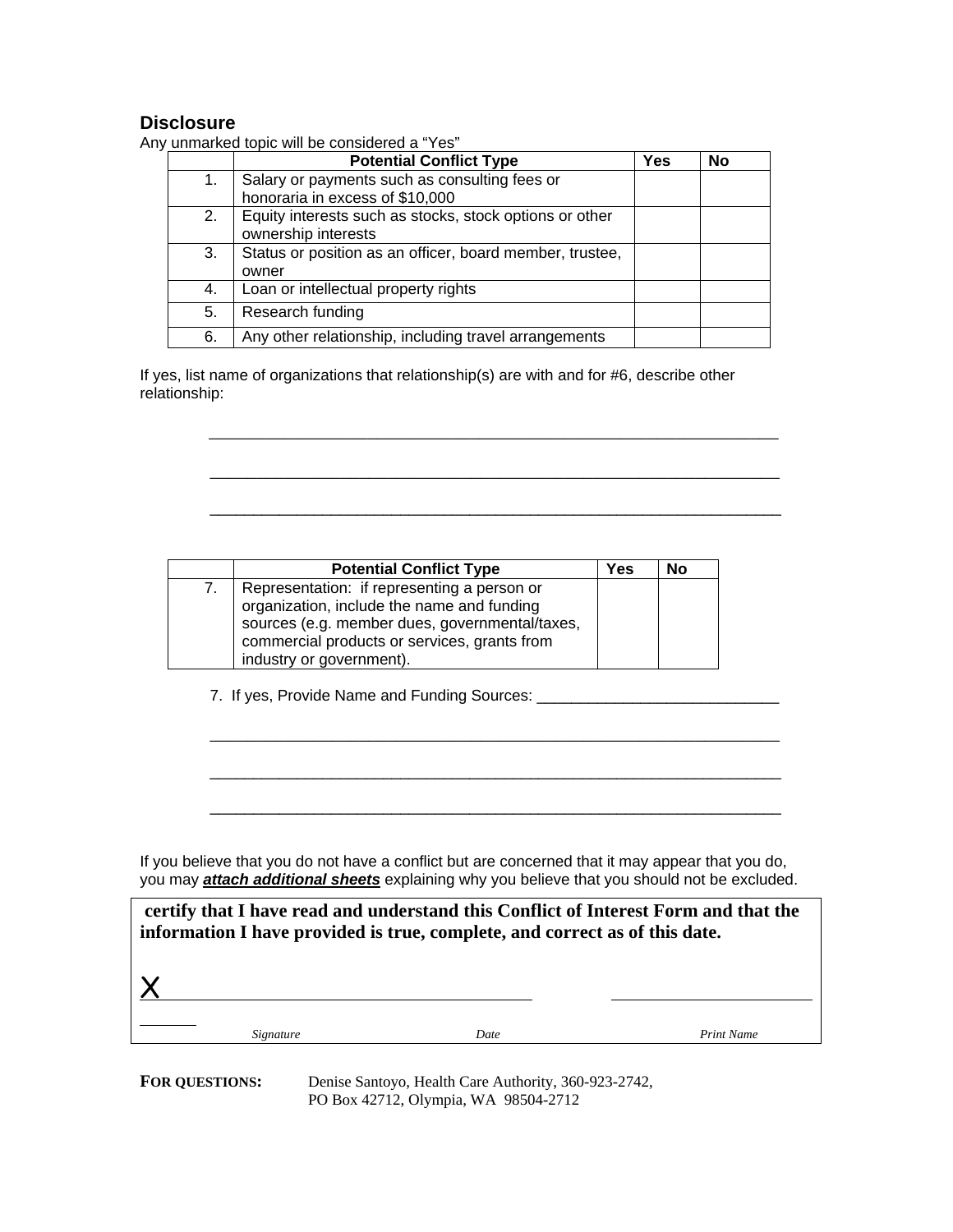## Disclosure

Any unmarked topic will be considered a "Yes"

| | Potential Conflict Type | Yes | No |
|---|---|---|---|
| 1. | Salary or payments such as consulting fees or honoraria in excess of $10,000 | | |
| 2. | Equity interests such as stocks, stock options or other ownership interests | | |
| 3. | Status or position as an officer, board member, trustee, owner | | |
| 4. | Loan or intellectual property rights | | |
| 5. | Research funding | | |
| 6. | Any other relationship, including travel arrangements | | |

If yes, list name of organizations that relationship(s) are with and for #6, describe other relationship:

\_\_\_\_\_\_\_\_\_\_\_\_\_\_\_\_\_\_\_\_\_\_\_\_\_\_\_\_\_\_\_\_\_\_\_\_\_\_\_\_\_\_\_\_\_\_\_\_\_\_\_\_\_\_\_\_\_\_\_\_\_\_\_\_

\_\_\_\_\_\_\_\_\_\_\_\_\_\_\_\_\_\_\_\_\_\_\_\_\_\_\_\_\_\_\_\_\_\_\_\_\_\_\_\_\_\_\_\_\_\_\_\_\_\_\_\_\_\_\_\_\_\_\_\_\_\_\_\_

\_\_\_\_\_\_\_\_\_\_\_\_\_\_\_\_\_\_\_\_\_\_\_\_\_\_\_\_\_\_\_\_\_\_\_\_\_\_\_\_\_\_\_\_\_\_\_\_\_\_\_\_\_\_\_\_\_\_\_\_\_\_\_\_

| | Potential Conflict Type | Yes | No |
|---|---|---|---|
| 7. | Representation: if representing a person or organization, include the name and funding sources (e.g. member dues, governmental/taxes, commercial products or services, grants from industry or government). | | |

7. If yes, Provide Name and Funding Sources: \_\_\_\_\_\_\_\_\_\_\_\_\_\_\_\_\_\_\_\_\_\_\_\_\_\_\_\_

\_\_\_\_\_\_\_\_\_\_\_\_\_\_\_\_\_\_\_\_\_\_\_\_\_\_\_\_\_\_\_\_\_\_\_\_\_\_\_\_\_\_\_\_\_\_\_\_\_\_\_\_\_\_\_\_\_\_\_\_\_\_\_\_

\_\_\_\_\_\_\_\_\_\_\_\_\_\_\_\_\_\_\_\_\_\_\_\_\_\_\_\_\_\_\_\_\_\_\_\_\_\_\_\_\_\_\_\_\_\_\_\_\_\_\_\_\_\_\_\_\_\_\_\_\_\_\_\_

\_\_\_\_\_\_\_\_\_\_\_\_\_\_\_\_\_\_\_\_\_\_\_\_\_\_\_\_\_\_\_\_\_\_\_\_\_\_\_\_\_\_\_\_\_\_\_\_\_\_\_\_\_\_\_\_\_\_\_\_\_\_\_\_

If you believe that you do not have a conflict but are concerned that it may appear that you do, you may ***attach additional sheets*** explaining why you believe that you should not be excluded.

**certify that I have read and understand this Conflict of Interest Form and that the information I have provided is true, complete, and correct as of this date.**

X\_\_\_\_\_\_\_\_\_\_\_\_\_\_\_\_\_\_\_\_\_\_\_\_\_\_\_\_\_\_\_\_\_\_\_\_\_\_\_\_ \_\_\_\_\_\_\_\_\_\_\_\_\_\_\_\_\_\_\_\_

*Signature* *Date* *Print Name*

**FOR QUESTIONS:** Denise Santoyo, Health Care Authority, 360-923-2742, PO Box 42712, Olympia, WA 98504-2712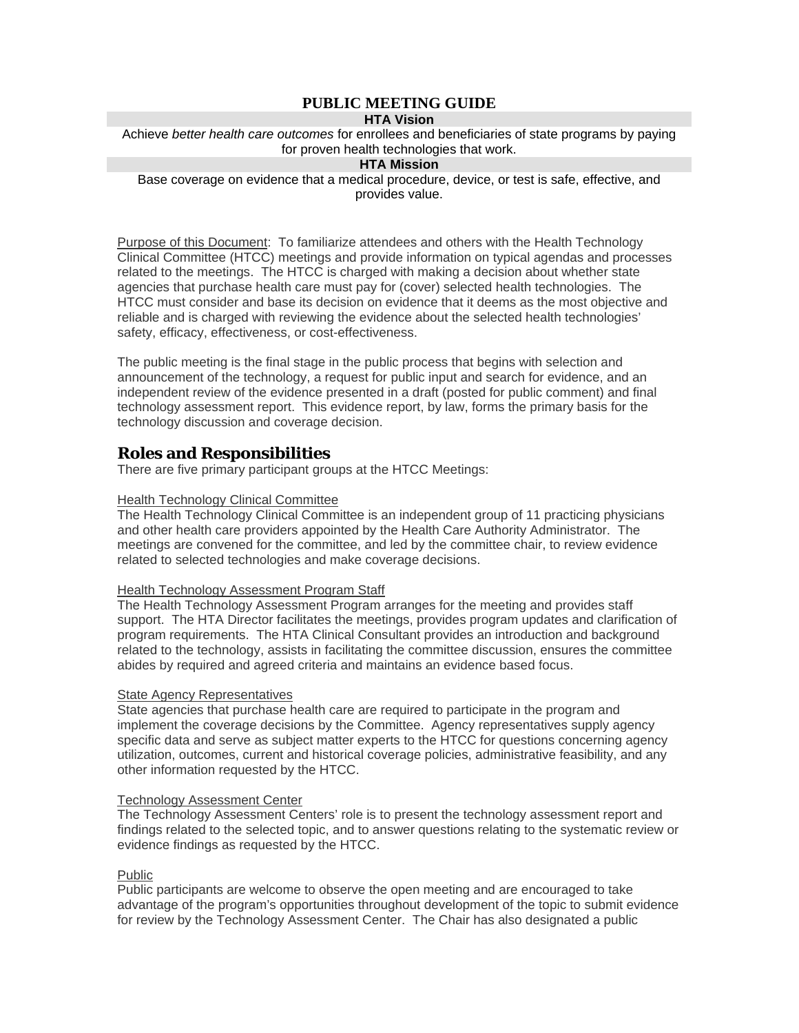# PUBLIC MEETING GUIDE

**HTA Vision**

Achieve *better health care outcomes* for enrollees and beneficiaries of state programs by paying for proven health technologies that work.

**HTA Mission**

Base coverage on evidence that a medical procedure, device, or test is safe, effective, and provides value.

<u>Purpose of this Document</u>: To familiarize attendees and others with the Health Technology Clinical Committee (HTCC) meetings and provide information on typical agendas and processes related to the meetings. The HTCC is charged with making a decision about whether state agencies that purchase health care must pay for (cover) selected health technologies. The HTCC must consider and base its decision on evidence that it deems as the most objective and reliable and is charged with reviewing the evidence about the selected health technologies' safety, efficacy, effectiveness, or cost-effectiveness.

The public meeting is the final stage in the public process that begins with selection and announcement of the technology, a request for public input and search for evidence, and an independent review of the evidence presented in a draft (posted for public comment) and final technology assessment report. This evidence report, by law, forms the primary basis for the technology discussion and coverage decision.

## Roles and Responsibilities

There are five primary participant groups at the HTCC Meetings:

<u>Health Technology Clinical Committee</u>

The Health Technology Clinical Committee is an independent group of 11 practicing physicians and other health care providers appointed by the Health Care Authority Administrator. The meetings are convened for the committee, and led by the committee chair, to review evidence related to selected technologies and make coverage decisions.

<u>Health Technology Assessment Program Staff</u>

The Health Technology Assessment Program arranges for the meeting and provides staff support. The HTA Director facilitates the meetings, provides program updates and clarification of program requirements. The HTA Clinical Consultant provides an introduction and background related to the technology, assists in facilitating the committee discussion, ensures the committee abides by required and agreed criteria and maintains an evidence based focus.

<u>State Agency Representatives</u>

State agencies that purchase health care are required to participate in the program and implement the coverage decisions by the Committee. Agency representatives supply agency specific data and serve as subject matter experts to the HTCC for questions concerning agency utilization, outcomes, current and historical coverage policies, administrative feasibility, and any other information requested by the HTCC.

<u>Technology Assessment Center</u>

The Technology Assessment Centers' role is to present the technology assessment report and findings related to the selected topic, and to answer questions relating to the systematic review or evidence findings as requested by the HTCC.

<u>Public</u>

Public participants are welcome to observe the open meeting and are encouraged to take advantage of the program's opportunities throughout development of the topic to submit evidence for review by the Technology Assessment Center. The Chair has also designated a public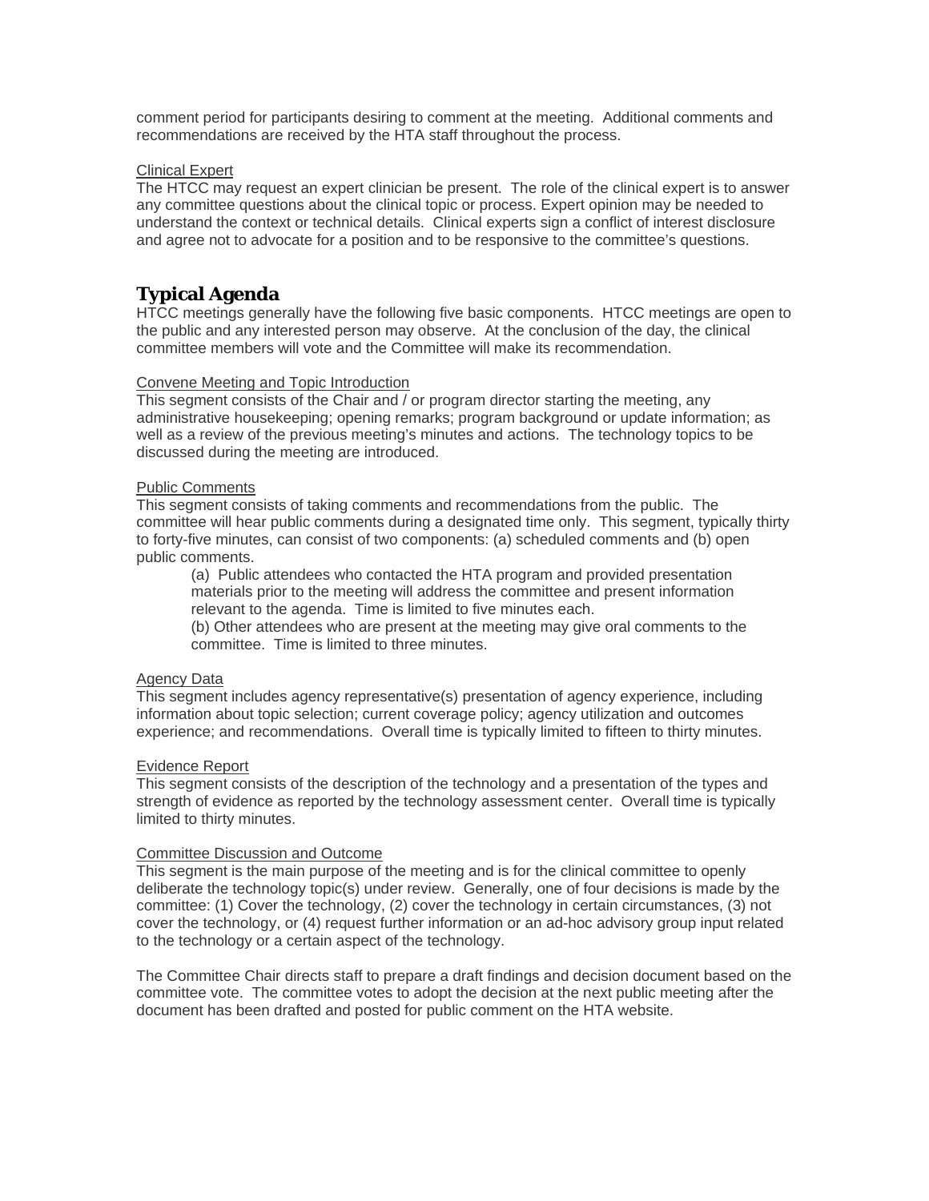comment period for participants desiring to comment at the meeting. Additional comments and recommendations are received by the HTA staff throughout the process.

Clinical Expert

The HTCC may request an expert clinician be present. The role of the clinical expert is to answer any committee questions about the clinical topic or process. Expert opinion may be needed to understand the context or technical details. Clinical experts sign a conflict of interest disclosure and agree not to advocate for a position and to be responsive to the committee's questions.

## Typical Agenda

HTCC meetings generally have the following five basic components. HTCC meetings are open to the public and any interested person may observe. At the conclusion of the day, the clinical committee members will vote and the Committee will make its recommendation.

Convene Meeting and Topic Introduction

This segment consists of the Chair and / or program director starting the meeting, any administrative housekeeping; opening remarks; program background or update information; as well as a review of the previous meeting's minutes and actions. The technology topics to be discussed during the meeting are introduced.

Public Comments

This segment consists of taking comments and recommendations from the public. The committee will hear public comments during a designated time only. This segment, typically thirty to forty-five minutes, can consist of two components: (a) scheduled comments and (b) open public comments.

> (a) Public attendees who contacted the HTA program and provided presentation materials prior to the meeting will address the committee and present information relevant to the agenda. Time is limited to five minutes each.
>
> (b) Other attendees who are present at the meeting may give oral comments to the committee. Time is limited to three minutes.

Agency Data

This segment includes agency representative(s) presentation of agency experience, including information about topic selection; current coverage policy; agency utilization and outcomes experience; and recommendations. Overall time is typically limited to fifteen to thirty minutes.

Evidence Report

This segment consists of the description of the technology and a presentation of the types and strength of evidence as reported by the technology assessment center. Overall time is typically limited to thirty minutes.

Committee Discussion and Outcome

This segment is the main purpose of the meeting and is for the clinical committee to openly deliberate the technology topic(s) under review. Generally, one of four decisions is made by the committee: (1) Cover the technology, (2) cover the technology in certain circumstances, (3) not cover the technology, or (4) request further information or an ad-hoc advisory group input related to the technology or a certain aspect of the technology.

The Committee Chair directs staff to prepare a draft findings and decision document based on the committee vote. The committee votes to adopt the decision at the next public meeting after the document has been drafted and posted for public comment on the HTA website.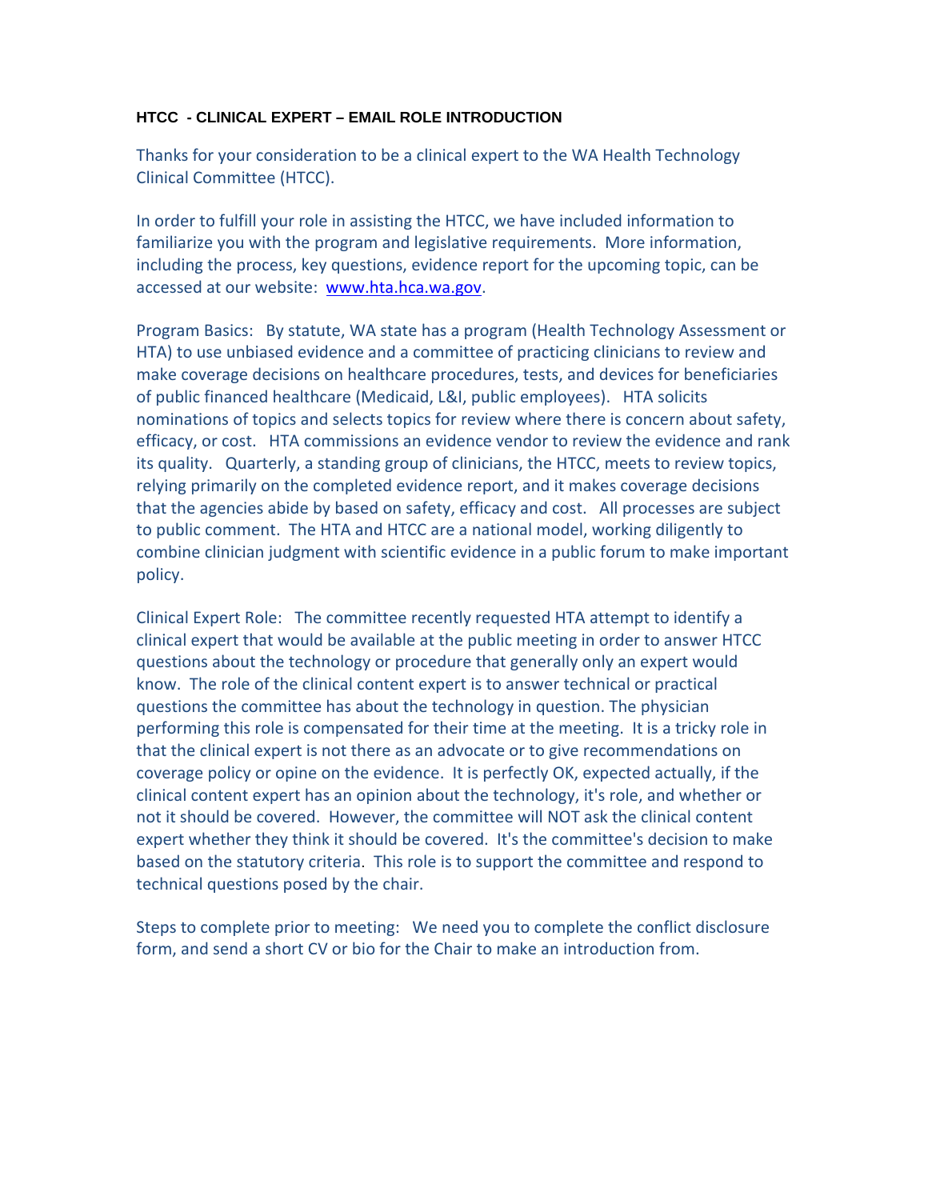### HTCC - CLINICAL EXPERT – EMAIL ROLE INTRODUCTION

Thanks for your consideration to be a clinical expert to the WA Health Technology Clinical Committee (HTCC).

In order to fulfill your role in assisting the HTCC, we have included information to familiarize you with the program and legislative requirements. More information, including the process, key questions, evidence report for the upcoming topic, can be accessed at our website: [www.hta.hca.wa.gov](http://www.hta.hca.wa.gov).

Program Basics: By statute, WA state has a program (Health Technology Assessment or HTA) to use unbiased evidence and a committee of practicing clinicians to review and make coverage decisions on healthcare procedures, tests, and devices for beneficiaries of public financed healthcare (Medicaid, L&I, public employees). HTA solicits nominations of topics and selects topics for review where there is concern about safety, efficacy, or cost. HTA commissions an evidence vendor to review the evidence and rank its quality. Quarterly, a standing group of clinicians, the HTCC, meets to review topics, relying primarily on the completed evidence report, and it makes coverage decisions that the agencies abide by based on safety, efficacy and cost. All processes are subject to public comment. The HTA and HTCC are a national model, working diligently to combine clinician judgment with scientific evidence in a public forum to make important policy.

Clinical Expert Role: The committee recently requested HTA attempt to identify a clinical expert that would be available at the public meeting in order to answer HTCC questions about the technology or procedure that generally only an expert would know. The role of the clinical content expert is to answer technical or practical questions the committee has about the technology in question. The physician performing this role is compensated for their time at the meeting. It is a tricky role in that the clinical expert is not there as an advocate or to give recommendations on coverage policy or opine on the evidence. It is perfectly OK, expected actually, if the clinical content expert has an opinion about the technology, it's role, and whether or not it should be covered. However, the committee will NOT ask the clinical content expert whether they think it should be covered. It's the committee's decision to make based on the statutory criteria. This role is to support the committee and respond to technical questions posed by the chair.

Steps to complete prior to meeting: We need you to complete the conflict disclosure form, and send a short CV or bio for the Chair to make an introduction from.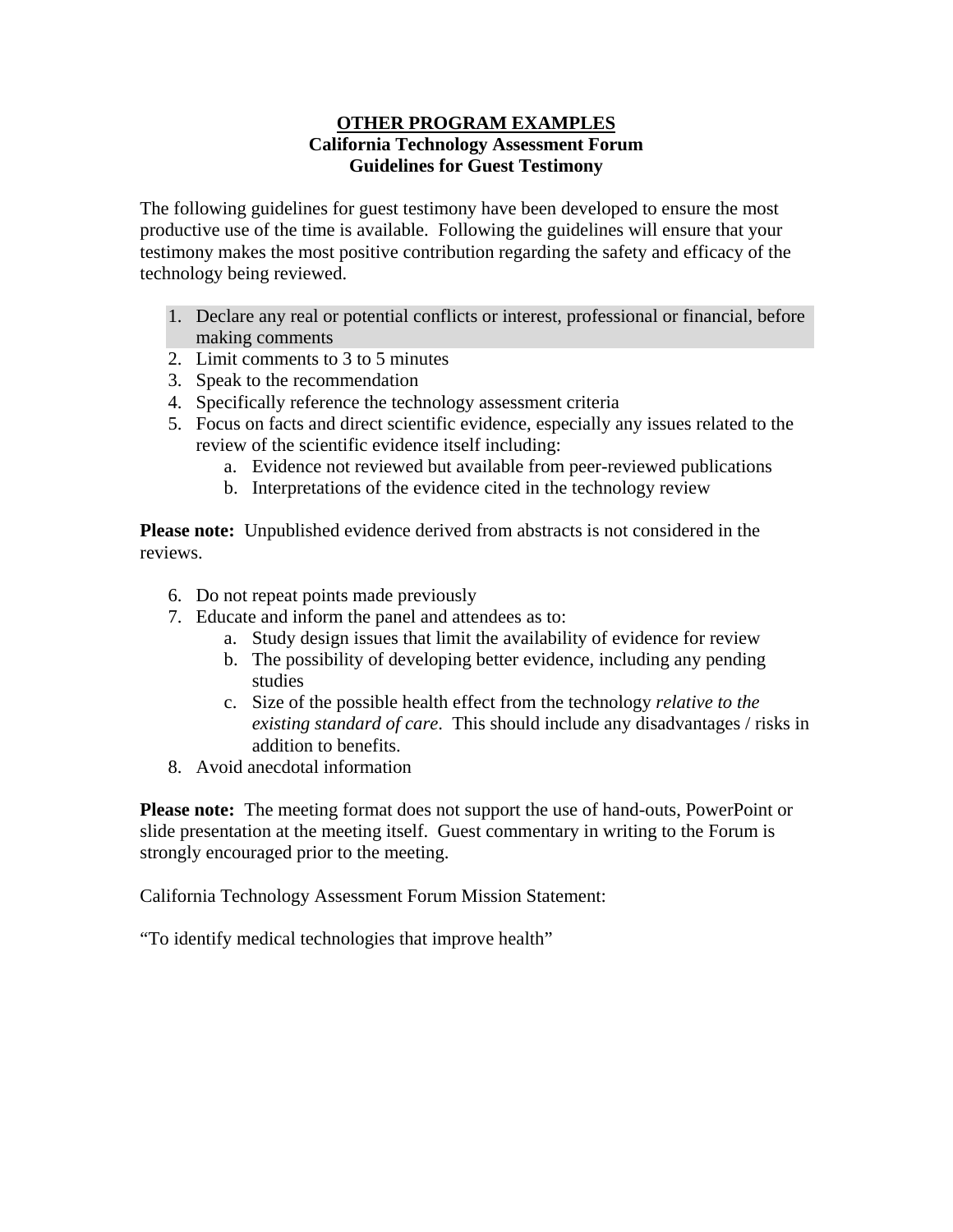**OTHER PROGRAM EXAMPLES**

**California Technology Assessment Forum**

**Guidelines for Guest Testimony**

The following guidelines for guest testimony have been developed to ensure the most productive use of the time is available. Following the guidelines will ensure that your testimony makes the most positive contribution regarding the safety and efficacy of the technology being reviewed.

1. Declare any real or potential conflicts or interest, professional or financial, before making comments
2. Limit comments to 3 to 5 minutes
3. Speak to the recommendation
4. Specifically reference the technology assessment criteria
5. Focus on facts and direct scientific evidence, especially any issues related to the review of the scientific evidence itself including:
    a. Evidence not reviewed but available from peer-reviewed publications
    b. Interpretations of the evidence cited in the technology review

**Please note:** Unpublished evidence derived from abstracts is not considered in the reviews.

6. Do not repeat points made previously
7. Educate and inform the panel and attendees as to:
    a. Study design issues that limit the availability of evidence for review
    b. The possibility of developing better evidence, including any pending studies
    c. Size of the possible health effect from the technology *relative to the existing standard of care*. This should include any disadvantages / risks in addition to benefits.
8. Avoid anecdotal information

**Please note:** The meeting format does not support the use of hand-outs, PowerPoint or slide presentation at the meeting itself. Guest commentary in writing to the Forum is strongly encouraged prior to the meeting.

California Technology Assessment Forum Mission Statement:

"To identify medical technologies that improve health"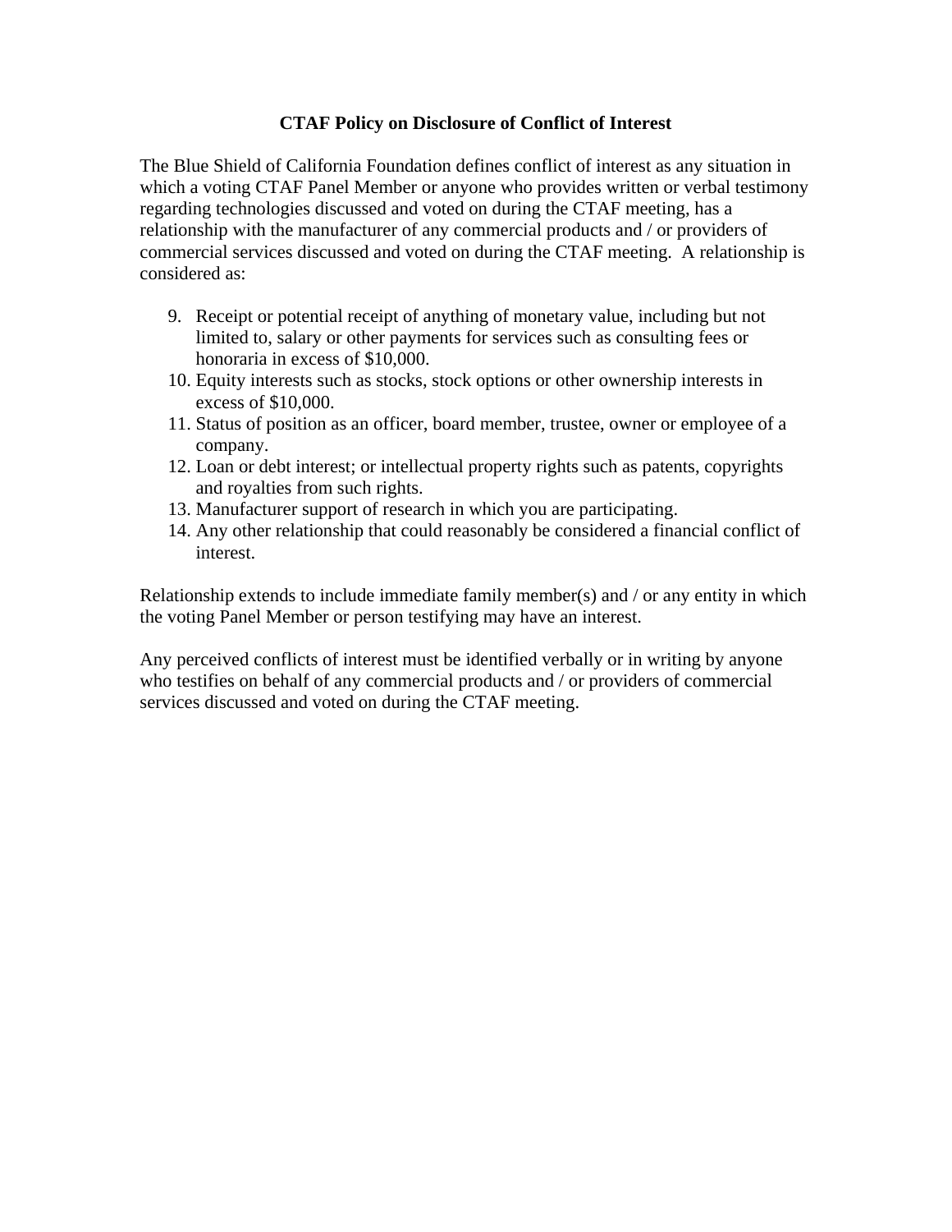**CTAF Policy on Disclosure of Conflict of Interest**

The Blue Shield of California Foundation defines conflict of interest as any situation in which a voting CTAF Panel Member or anyone who provides written or verbal testimony regarding technologies discussed and voted on during the CTAF meeting, has a relationship with the manufacturer of any commercial products and / or providers of commercial services discussed and voted on during the CTAF meeting. A relationship is considered as:

9. Receipt or potential receipt of anything of monetary value, including but not limited to, salary or other payments for services such as consulting fees or honoraria in excess of $10,000.
10. Equity interests such as stocks, stock options or other ownership interests in excess of $10,000.
11. Status of position as an officer, board member, trustee, owner or employee of a company.
12. Loan or debt interest; or intellectual property rights such as patents, copyrights and royalties from such rights.
13. Manufacturer support of research in which you are participating.
14. Any other relationship that could reasonably be considered a financial conflict of interest.

Relationship extends to include immediate family member(s) and / or any entity in which the voting Panel Member or person testifying may have an interest.

Any perceived conflicts of interest must be identified verbally or in writing by anyone who testifies on behalf of any commercial products and / or providers of commercial services discussed and voted on during the CTAF meeting.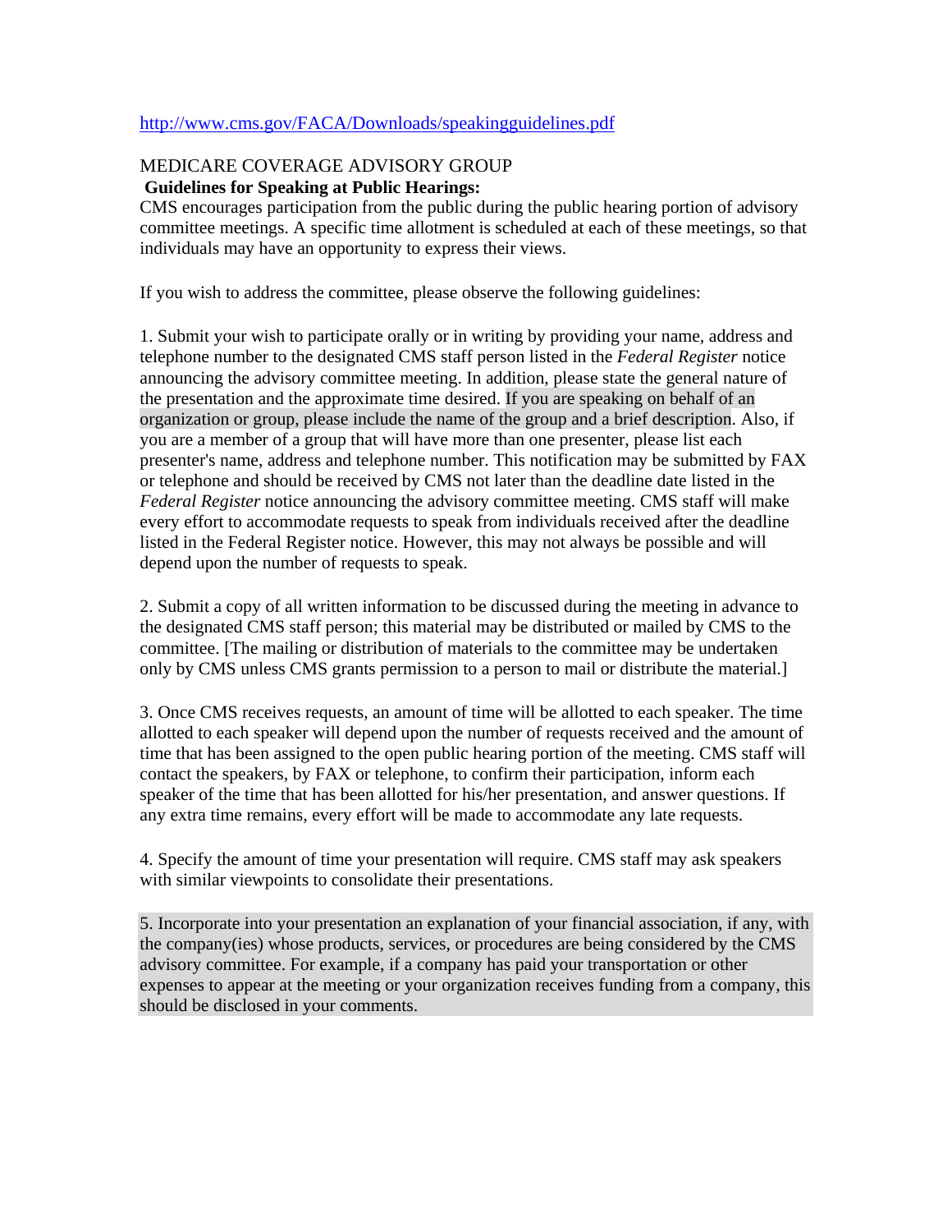http://www.cms.gov/FACA/Downloads/speakingguidelines.pdf

MEDICARE COVERAGE ADVISORY GROUP

**Guidelines for Speaking at Public Hearings:**

CMS encourages participation from the public during the public hearing portion of advisory committee meetings. A specific time allotment is scheduled at each of these meetings, so that individuals may have an opportunity to express their views.

If you wish to address the committee, please observe the following guidelines:

1. Submit your wish to participate orally or in writing by providing your name, address and telephone number to the designated CMS staff person listed in the *Federal Register* notice announcing the advisory committee meeting. In addition, please state the general nature of the presentation and the approximate time desired. If you are speaking on behalf of an organization or group, please include the name of the group and a brief description. Also, if you are a member of a group that will have more than one presenter, please list each presenter's name, address and telephone number. This notification may be submitted by FAX or telephone and should be received by CMS not later than the deadline date listed in the *Federal Register* notice announcing the advisory committee meeting. CMS staff will make every effort to accommodate requests to speak from individuals received after the deadline listed in the Federal Register notice. However, this may not always be possible and will depend upon the number of requests to speak.

2. Submit a copy of all written information to be discussed during the meeting in advance to the designated CMS staff person; this material may be distributed or mailed by CMS to the committee. [The mailing or distribution of materials to the committee may be undertaken only by CMS unless CMS grants permission to a person to mail or distribute the material.]

3. Once CMS receives requests, an amount of time will be allotted to each speaker. The time allotted to each speaker will depend upon the number of requests received and the amount of time that has been assigned to the open public hearing portion of the meeting. CMS staff will contact the speakers, by FAX or telephone, to confirm their participation, inform each speaker of the time that has been allotted for his/her presentation, and answer questions. If any extra time remains, every effort will be made to accommodate any late requests.

4. Specify the amount of time your presentation will require. CMS staff may ask speakers with similar viewpoints to consolidate their presentations.

5. Incorporate into your presentation an explanation of your financial association, if any, with the company(ies) whose products, services, or procedures are being considered by the CMS advisory committee. For example, if a company has paid your transportation or other expenses to appear at the meeting or your organization receives funding from a company, this should be disclosed in your comments.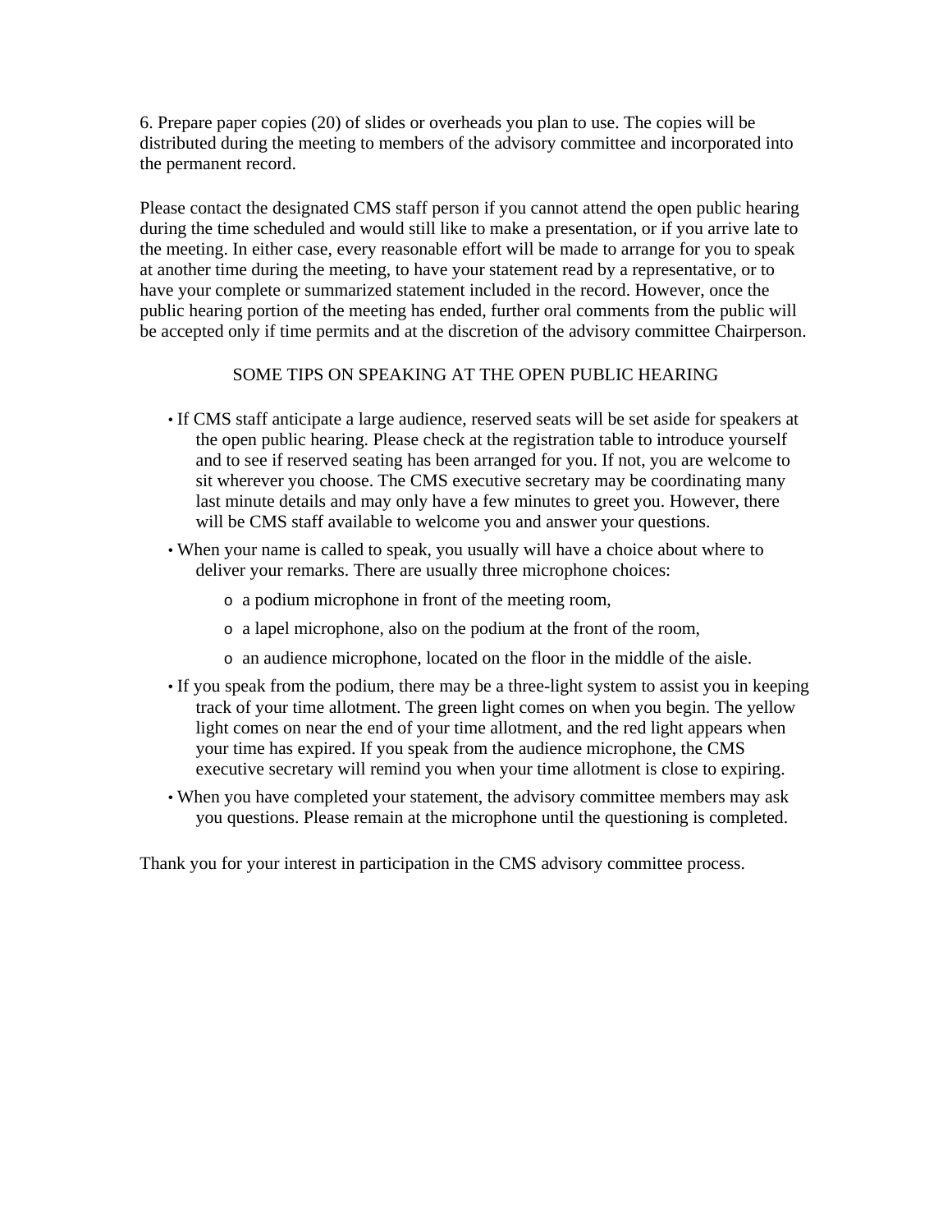6. Prepare paper copies (20) of slides or overheads you plan to use. The copies will be distributed during the meeting to members of the advisory committee and incorporated into the permanent record.

Please contact the designated CMS staff person if you cannot attend the open public hearing during the time scheduled and would still like to make a presentation, or if you arrive late to the meeting. In either case, every reasonable effort will be made to arrange for you to speak at another time during the meeting, to have your statement read by a representative, or to have your complete or summarized statement included in the record. However, once the public hearing portion of the meeting has ended, further oral comments from the public will be accepted only if time permits and at the discretion of the advisory committee Chairperson.

## SOME TIPS ON SPEAKING AT THE OPEN PUBLIC HEARING

- If CMS staff anticipate a large audience, reserved seats will be set aside for speakers at the open public hearing. Please check at the registration table to introduce yourself and to see if reserved seating has been arranged for you. If not, you are welcome to sit wherever you choose. The CMS executive secretary may be coordinating many last minute details and may only have a few minutes to greet you. However, there will be CMS staff available to welcome you and answer your questions.
- When your name is called to speak, you usually will have a choice about where to deliver your remarks. There are usually three microphone choices:
    - a podium microphone in front of the meeting room,
    - a lapel microphone, also on the podium at the front of the room,
    - an audience microphone, located on the floor in the middle of the aisle.
- If you speak from the podium, there may be a three-light system to assist you in keeping track of your time allotment. The green light comes on when you begin. The yellow light comes on near the end of your time allotment, and the red light appears when your time has expired. If you speak from the audience microphone, the CMS executive secretary will remind you when your time allotment is close to expiring.
- When you have completed your statement, the advisory committee members may ask you questions. Please remain at the microphone until the questioning is completed.

Thank you for your interest in participation in the CMS advisory committee process.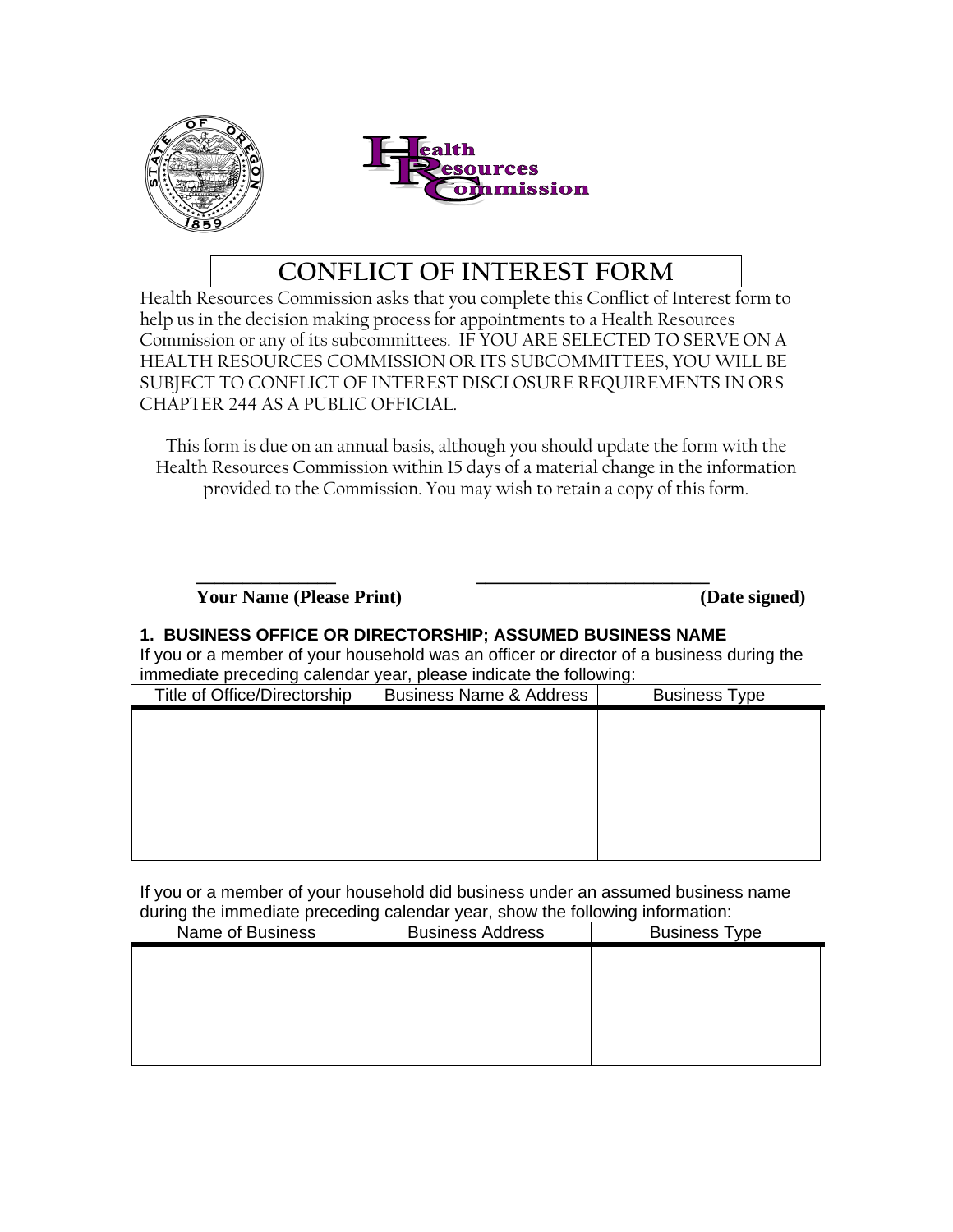# CONFLICT OF INTEREST FORM

Health Resources Commission asks that you complete this Conflict of Interest form to help us in the decision making process for appointments to a Health Resources Commission or any of its subcommittees. IF YOU ARE SELECTED TO SERVE ON A HEALTH RESOURCES COMMISSION OR ITS SUBCOMMITTEES, YOU WILL BE SUBJECT TO CONFLICT OF INTEREST DISCLOSURE REQUIREMENTS IN ORS CHAPTER 244 AS A PUBLIC OFFICIAL.

This form is due on an annual basis, although you should update the form with the Health Resources Commission within 15 days of a material change in the information provided to the Commission. You may wish to retain a copy of this form.

_______________ _________________________

**Your Name (Please Print)** **(Date signed)**

## 1. BUSINESS OFFICE OR DIRECTORSHIP; ASSUMED BUSINESS NAME

If you or a member of your household was an officer or director of a business during the immediate preceding calendar year, please indicate the following:

| Title of Office/Directorship | Business Name & Address | Business Type |
|---|---|---|
| | | |

If you or a member of your household did business under an assumed business name during the immediate preceding calendar year, show the following information:

| Name of Business | Business Address | Business Type |
|---|---|---|
| | | |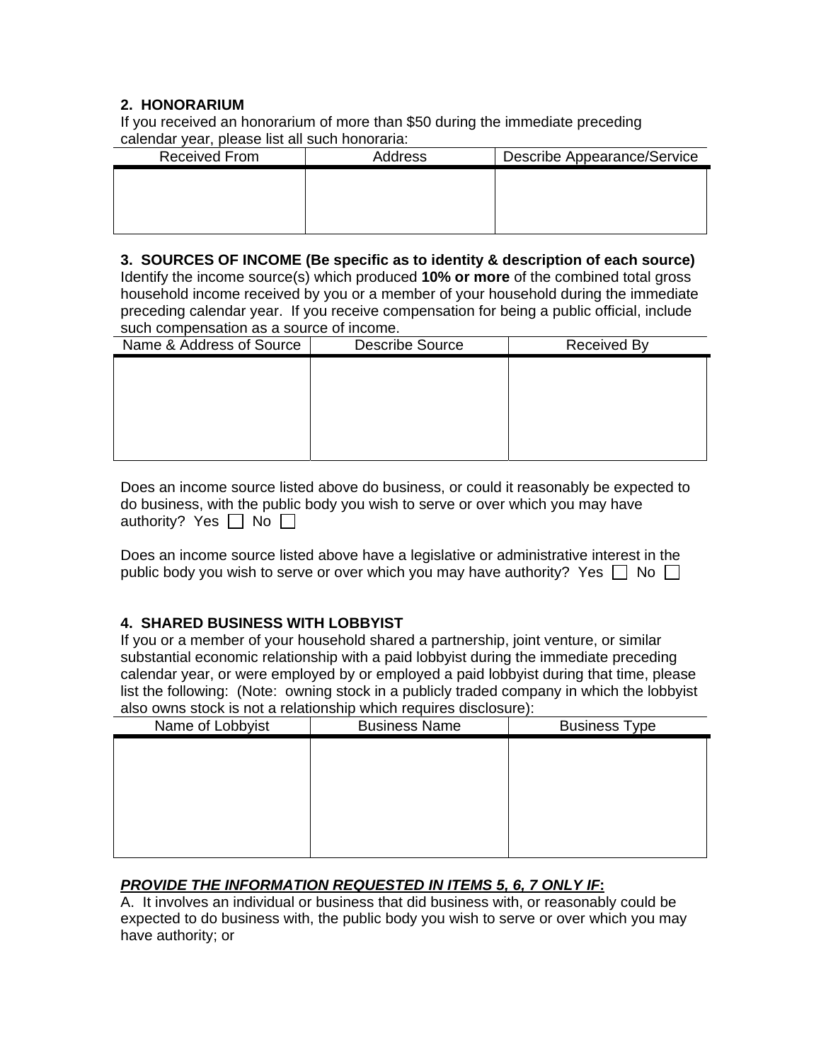**2. HONORARIUM**

If you received an honorarium of more than $50 during the immediate preceding calendar year, please list all such honoraria:

| Received From | Address | Describe Appearance/Service |
|---|---|---|
| | | |

**3. SOURCES OF INCOME (Be specific as to identity & description of each source)**

Identify the income source(s) which produced **10% or more** of the combined total gross household income received by you or a member of your household during the immediate preceding calendar year. If you receive compensation for being a public official, include such compensation as a source of income.

| Name & Address of Source | Describe Source | Received By |
|---|---|---|
| | | |

Does an income source listed above do business, or could it reasonably be expected to do business, with the public body you wish to serve or over which you may have authority? Yes ☐ No ☐

Does an income source listed above have a legislative or administrative interest in the public body you wish to serve or over which you may have authority? Yes ☐ No ☐

**4. SHARED BUSINESS WITH LOBBYIST**

If you or a member of your household shared a partnership, joint venture, or similar substantial economic relationship with a paid lobbyist during the immediate preceding calendar year, or were employed by or employed a paid lobbyist during that time, please list the following: (Note: owning stock in a publicly traded company in which the lobbyist also owns stock is not a relationship which requires disclosure):

| Name of Lobbyist | Business Name | Business Type |
|---|---|---|
| | | |

***PROVIDE THE INFORMATION REQUESTED IN ITEMS 5, 6, 7 ONLY IF*:**

A. It involves an individual or business that did business with, or reasonably could be expected to do business with, the public body you wish to serve or over which you may have authority; or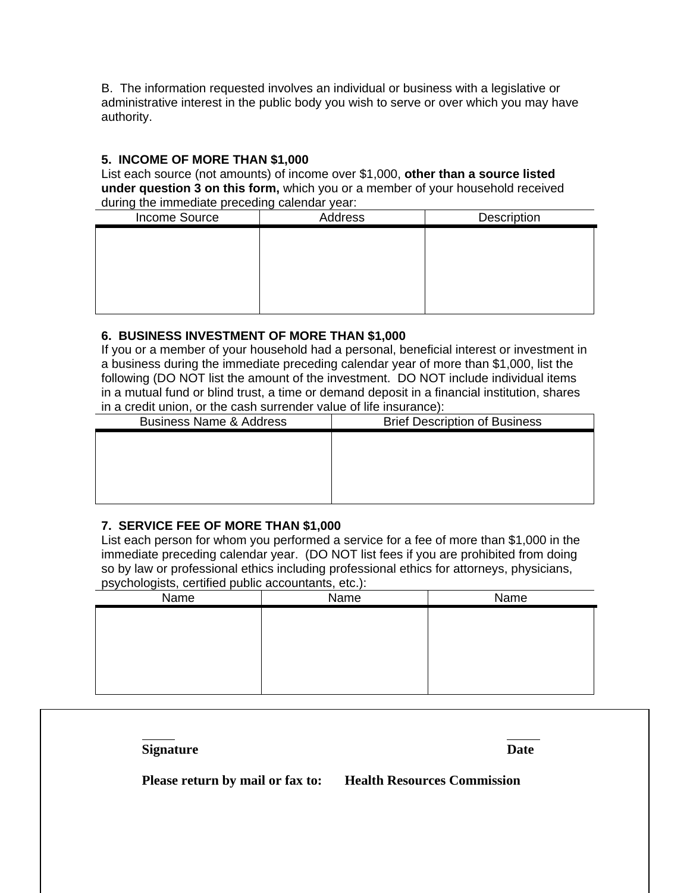B. The information requested involves an individual or business with a legislative or administrative interest in the public body you wish to serve or over which you may have authority.

**5. INCOME OF MORE THAN $1,000**

List each source (not amounts) of income over $1,000, **other than a source listed under question 3 on this form,** which you or a member of your household received during the immediate preceding calendar year:

| Income Source | Address | Description |
|---|---|---|
| | | |

**6. BUSINESS INVESTMENT OF MORE THAN $1,000**

If you or a member of your household had a personal, beneficial interest or investment in a business during the immediate preceding calendar year of more than $1,000, list the following (DO NOT list the amount of the investment. DO NOT include individual items in a mutual fund or blind trust, a time or demand deposit in a financial institution, shares in a credit union, or the cash surrender value of life insurance):

| Business Name & Address | Brief Description of Business |
|---|---|
| | |

**7. SERVICE FEE OF MORE THAN $1,000**

List each person for whom you performed a service for a fee of more than $1,000 in the immediate preceding calendar year. (DO NOT list fees if you are prohibited from doing so by law or professional ethics including professional ethics for attorneys, physicians, psychologists, certified public accountants, etc.):

| Name | Name | Name |
|---|---|---|
| | | |

**Signature** **Date**

**Please return by mail or fax to: Health Resources Commission**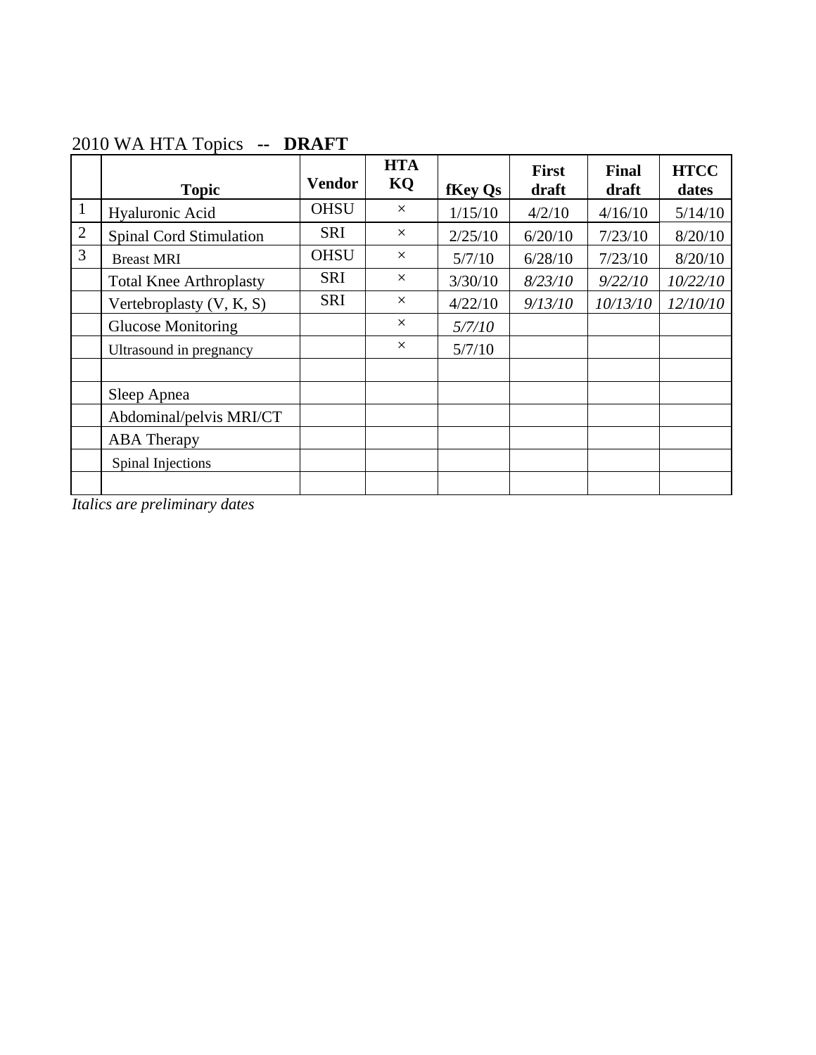2010 WA HTA Topics -- **DRAFT**

| | **Topic** | **Vendor** | **HTA KQ** | **fKey Qs** | **First draft** | **Final draft** | **HTCC dates** |
|---|---|---|---|---|---|---|---|
| 1 | Hyaluronic Acid | OHSU | × | 1/15/10 | 4/2/10 | 4/16/10 | 5/14/10 |
| 2 | Spinal Cord Stimulation | SRI | × | 2/25/10 | 6/20/10 | 7/23/10 | 8/20/10 |
| 3 | Breast MRI | OHSU | × | 5/7/10 | 6/28/10 | 7/23/10 | 8/20/10 |
| | Total Knee Arthroplasty | SRI | × | 3/30/10 | *8/23/10* | *9/22/10* | *10/22/10* |
| | Vertebroplasty (V, K, S) | SRI | × | 4/22/10 | *9/13/10* | *10/13/10* | *12/10/10* |
| | Glucose Monitoring | | × | *5/7/10* | | | |
| | Ultrasound in pregnancy | | × | 5/7/10 | | | |
| | | | | | | | |
| | Sleep Apnea | | | | | | |
| | Abdominal/pelvis MRI/CT | | | | | | |
| | ABA Therapy | | | | | | |
| | Spinal Injections | | | | | | |
| | | | | | | | |

*Italics are preliminary dates*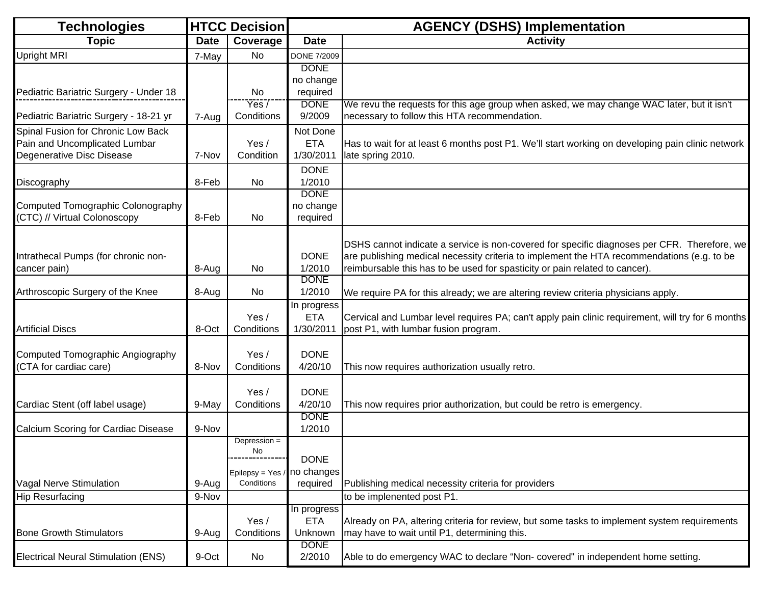| Technologies | HTCC Decision | | AGENCY (DSHS) Implementation | |
|---|---|---|---|---|
| Topic | Date | Coverage | Date | Activity |
| Upright MRI | 7-May | No | DONE 7/2009 | |
| Pediatric Bariatric Surgery - Under 18 | | No | DONE no change required | |
| Pediatric Bariatric Surgery - 18-21 yr | 7-Aug | Yes / Conditions | DONE 9/2009 | We revu the requests for this age group when asked, we may change WAC later, but it isn't necessary to follow this HTA recommendation. |
| Spinal Fusion for Chronic Low Back Pain and Uncomplicated Lumbar Degenerative Disc Disease | 7-Nov | Yes / Condition | Not Done ETA 1/30/2011 | Has to wait for at least 6 months post P1. We'll start working on developing pain clinic network late spring 2010. |
| Discography | 8-Feb | No | DONE 1/2010 | |
| Computed Tomographic Colonography (CTC) // Virtual Colonoscopy | 8-Feb | No | DONE no change required | |
| Intrathecal Pumps (for chronic non-cancer pain) | 8-Aug | No | DONE 1/2010 | DSHS cannot indicate a service is non-covered for specific diagnoses per CFR. Therefore, we are publishing medical necessity criteria to implement the HTA recommendations (e.g. to be reimbursable this has to be used for spasticity or pain related to cancer). |
| Arthroscopic Surgery of the Knee | 8-Aug | No | DONE 1/2010 | We require PA for this already; we are altering review criteria physicians apply. |
| Artificial Discs | 8-Oct | Yes / Conditions | In progress ETA 1/30/2011 | Cervical and Lumbar level requires PA; can't apply pain clinic requirement, will try for 6 months post P1, with lumbar fusion program. |
| Computed Tomographic Angiography (CTA for cardiac care) | 8-Nov | Yes / Conditions | DONE 4/20/10 | This now requires authorization usually retro. |
| Cardiac Stent (off label usage) | 9-May | Yes / Conditions | DONE 4/20/10 | This now requires prior authorization, but could be retro is emergency. |
| Calcium Scoring for Cardiac Disease | 9-Nov | | DONE 1/2010 | |
| Vagal Nerve Stimulation | 9-Aug | Depression = No / Epilepsy = Yes / Conditions | DONE no changes required | Publishing medical necessity criteria for providers |
| Hip Resurfacing | 9-Nov | | | to be implenented post P1. |
| Bone Growth Stimulators | 9-Aug | Yes / Conditions | In progress ETA Unknown | Already on PA, altering criteria for review, but some tasks to implement system requirements may have to wait until P1, determining this. |
| Electrical Neural Stimulation (ENS) | 9-Oct | No | DONE 2/2010 | Able to do emergency WAC to declare "Non- covered" in independent home setting. |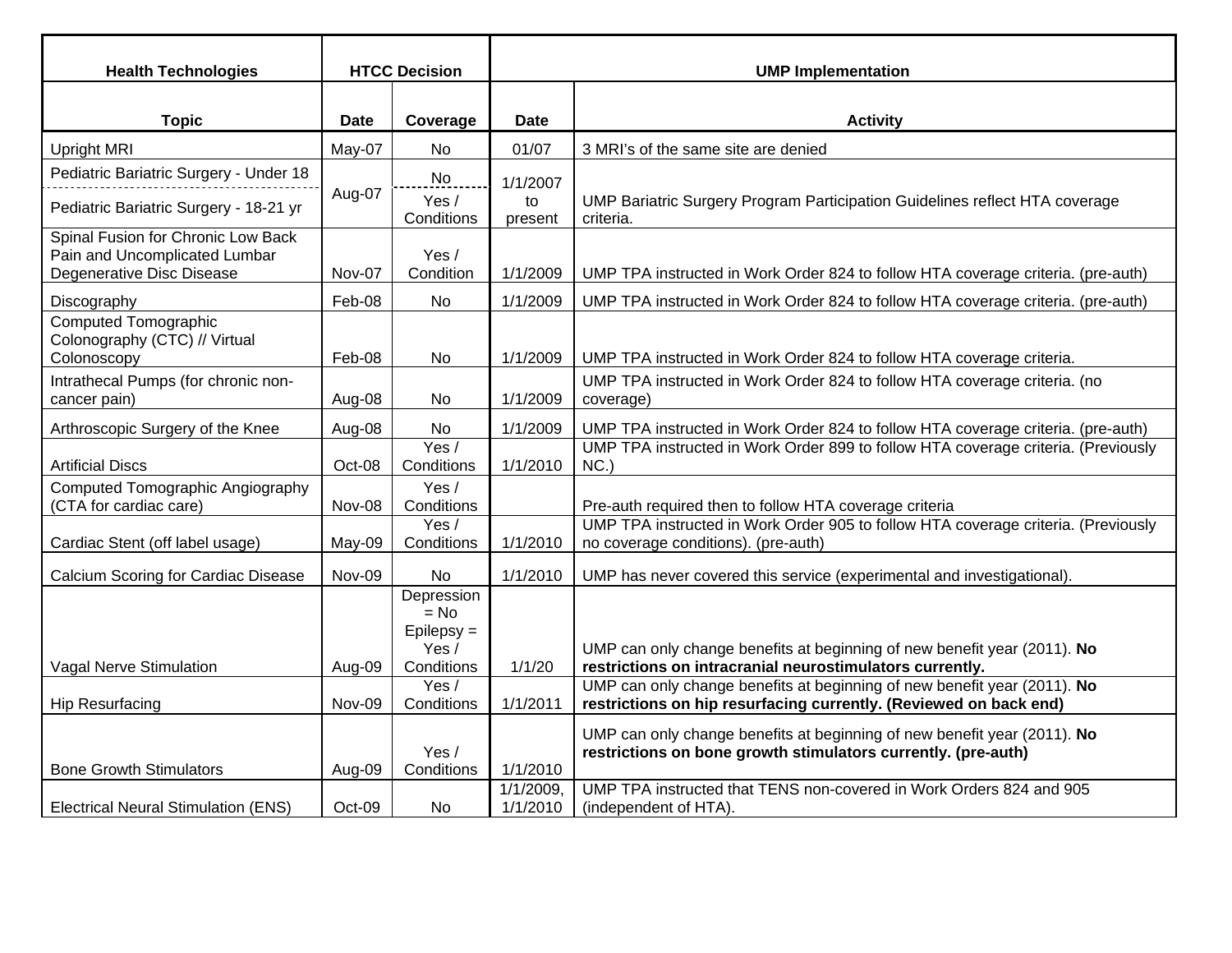| Health Technologies | HTCC Decision | | UMP Implementation | |
|---|---|---|---|---|
| Topic | Date | Coverage | Date | Activity |
| Upright MRI | May-07 | No | 01/07 | 3 MRI's of the same site are denied |
| Pediatric Bariatric Surgery - Under 18 | Aug-07 | No | 1/1/2007 to present | UMP Bariatric Surgery Program Participation Guidelines reflect HTA coverage criteria. |
| Pediatric Bariatric Surgery - 18-21 yr | | Yes / Conditions | | |
| Spinal Fusion for Chronic Low Back Pain and Uncomplicated Lumbar Degenerative Disc Disease | Nov-07 | Yes / Condition | 1/1/2009 | UMP TPA instructed in Work Order 824 to follow HTA coverage criteria. (pre-auth) |
| Discography | Feb-08 | No | 1/1/2009 | UMP TPA instructed in Work Order 824 to follow HTA coverage criteria. (pre-auth) |
| Computed Tomographic Colonography (CTC) // Virtual Colonoscopy | Feb-08 | No | 1/1/2009 | UMP TPA instructed in Work Order 824 to follow HTA coverage criteria. |
| Intrathecal Pumps (for chronic non-cancer pain) | Aug-08 | No | 1/1/2009 | UMP TPA instructed in Work Order 824 to follow HTA coverage criteria. (no coverage) |
| Arthroscopic Surgery of the Knee | Aug-08 | No | 1/1/2009 | UMP TPA instructed in Work Order 824 to follow HTA coverage criteria. (pre-auth) |
| Artificial Discs | Oct-08 | Yes / Conditions | 1/1/2010 | UMP TPA instructed in Work Order 899 to follow HTA coverage criteria. (Previously NC.) |
| Computed Tomographic Angiography (CTA for cardiac care) | Nov-08 | Yes / Conditions | | Pre-auth required then to follow HTA coverage criteria |
| Cardiac Stent (off label usage) | May-09 | Yes / Conditions | 1/1/2010 | UMP TPA instructed in Work Order 905 to follow HTA coverage criteria. (Previously no coverage conditions). (pre-auth) |
| Calcium Scoring for Cardiac Disease | Nov-09 | No | 1/1/2010 | UMP has never covered this service (experimental and investigational). |
| Vagal Nerve Stimulation | Aug-09 | Depression = No Epilepsy = Yes / Conditions | 1/1/20 | UMP can only change benefits at beginning of new benefit year (2011). **No restrictions on intracranial neurostimulators currently.** |
| Hip Resurfacing | Nov-09 | Yes / Conditions | 1/1/2011 | UMP can only change benefits at beginning of new benefit year (2011). **No restrictions on hip resurfacing currently. (Reviewed on back end)** |
| Bone Growth Stimulators | Aug-09 | Yes / Conditions | 1/1/2010 | UMP can only change benefits at beginning of new benefit year (2011). **No restrictions on bone growth stimulators currently. (pre-auth)** |
| Electrical Neural Stimulation (ENS) | Oct-09 | No | 1/1/2009, 1/1/2010 | UMP TPA instructed that TENS non-covered in Work Orders 824 and 905 (independent of HTA). |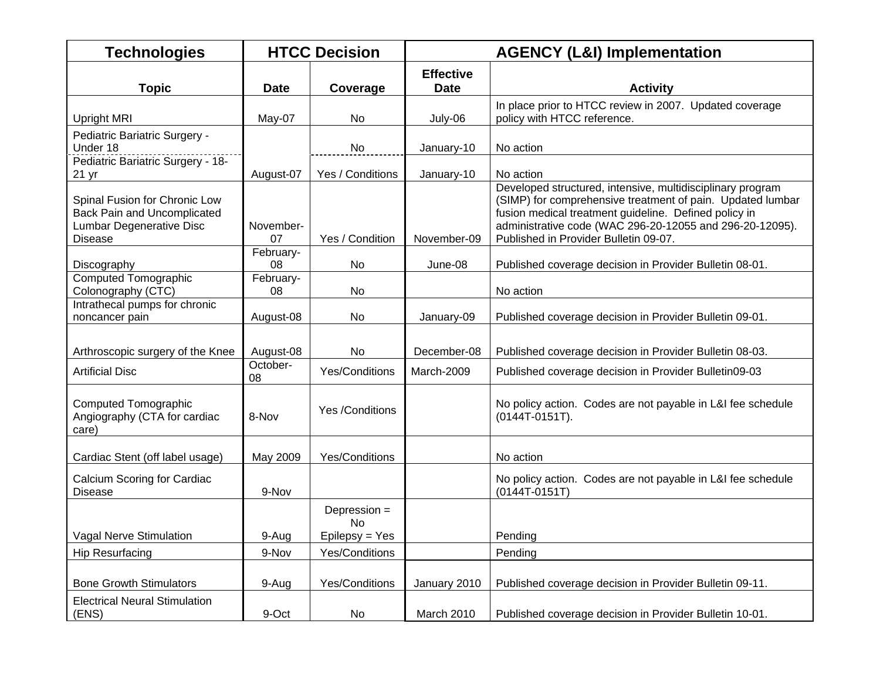| Technologies | HTCC Decision | | AGENCY (L&I) Implementation | |
|---|---|---|---|---|
| Topic | Date | Coverage | Effective Date | Activity |
| Upright MRI | May-07 | No | July-06 | In place prior to HTCC review in 2007. Updated coverage policy with HTCC reference. |
| Pediatric Bariatric Surgery - Under 18 | August-07 | No | January-10 | No action |
| Pediatric Bariatric Surgery - 18-21 yr | August-07 | Yes / Conditions | January-10 | No action |
| Spinal Fusion for Chronic Low Back Pain and Uncomplicated Lumbar Degenerative Disc Disease | November-07 | Yes / Condition | November-09 | Developed structured, intensive, multidisciplinary program (SIMP) for comprehensive treatment of pain. Updated lumbar fusion medical treatment guideline. Defined policy in administrative code (WAC 296-20-12055 and 296-20-12095). Published in Provider Bulletin 09-07. |
| Discography | February-08 | No | June-08 | Published coverage decision in Provider Bulletin 08-01. |
| Computed Tomographic Colonography (CTC) | February-08 | No | | No action |
| Intrathecal pumps for chronic noncancer pain | August-08 | No | January-09 | Published coverage decision in Provider Bulletin 09-01. |
| Arthroscopic surgery of the Knee | August-08 | No | December-08 | Published coverage decision in Provider Bulletin 08-03. |
| Artificial Disc | October-08 | Yes/Conditions | March-2009 | Published coverage decision in Provider Bulletin09-03 |
| Computed Tomographic Angiography (CTA for cardiac care) | 8-Nov | Yes /Conditions | | No policy action. Codes are not payable in L&I fee schedule (0144T-0151T). |
| Cardiac Stent (off label usage) | May 2009 | Yes/Conditions | | No action |
| Calcium Scoring for Cardiac Disease | 9-Nov | | | No policy action. Codes are not payable in L&I fee schedule (0144T-0151T) |
| Vagal Nerve Stimulation | 9-Aug | Depression = No Epilepsy = Yes | | Pending |
| Hip Resurfacing | 9-Nov | Yes/Conditions | | Pending |
| Bone Growth Stimulators | 9-Aug | Yes/Conditions | January 2010 | Published coverage decision in Provider Bulletin 09-11. |
| Electrical Neural Stimulation (ENS) | 9-Oct | No | March 2010 | Published coverage decision in Provider Bulletin 10-01. |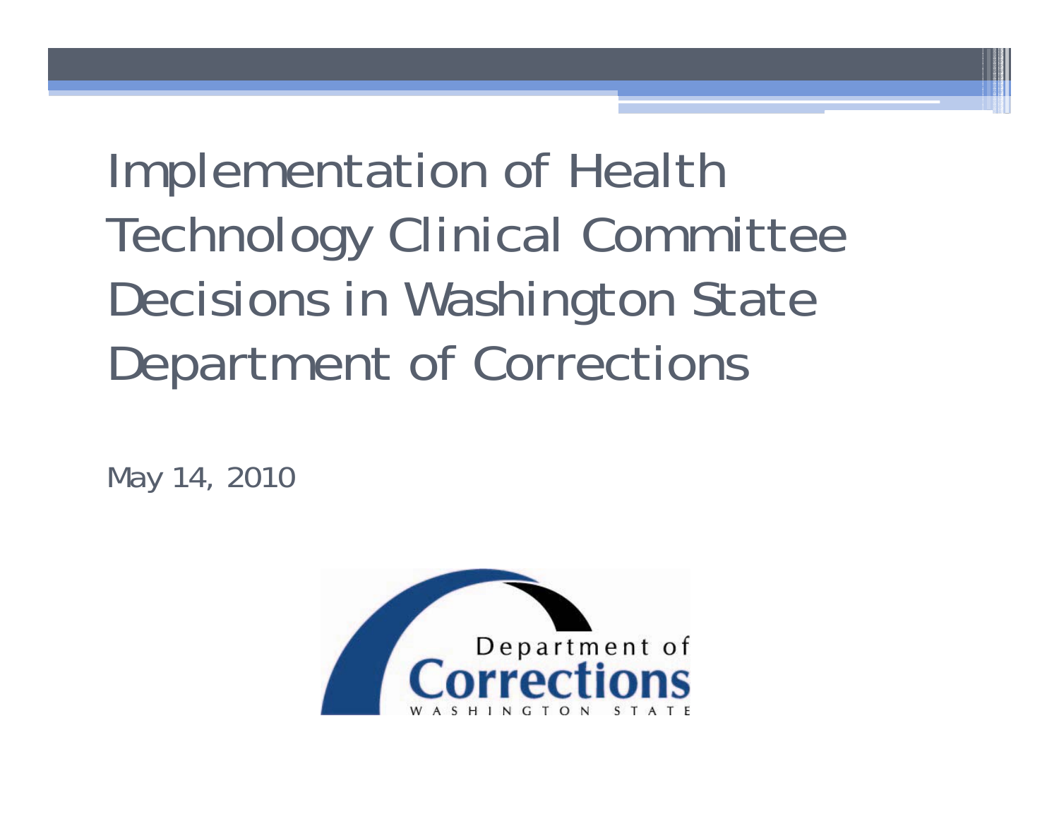# Implementation of Health Technology Clinical Committee Decisions in Washington State Department of Corrections

May 14, 2010

Department of
Corrections
WASHINGTON STATE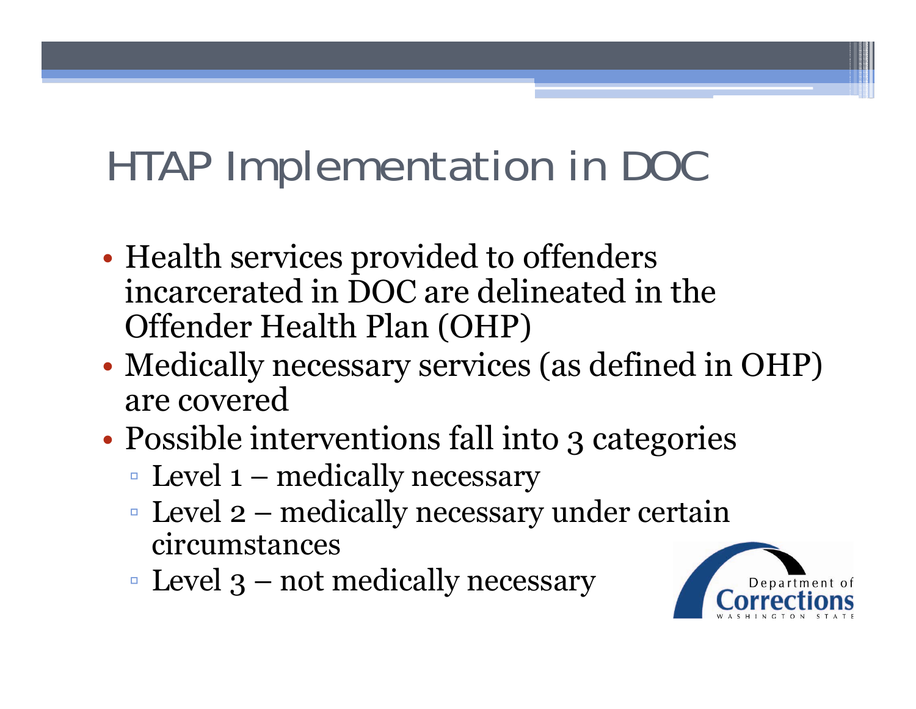# HTAP Implementation in DOC

- Health services provided to offenders incarcerated in DOC are delineated in the Offender Health Plan (OHP)
- Medically necessary services (as defined in OHP) are covered
- Possible interventions fall into 3 categories
  - Level 1 – medically necessary
  - Level 2 – medically necessary under certain circumstances
  - Level 3 – not medically necessary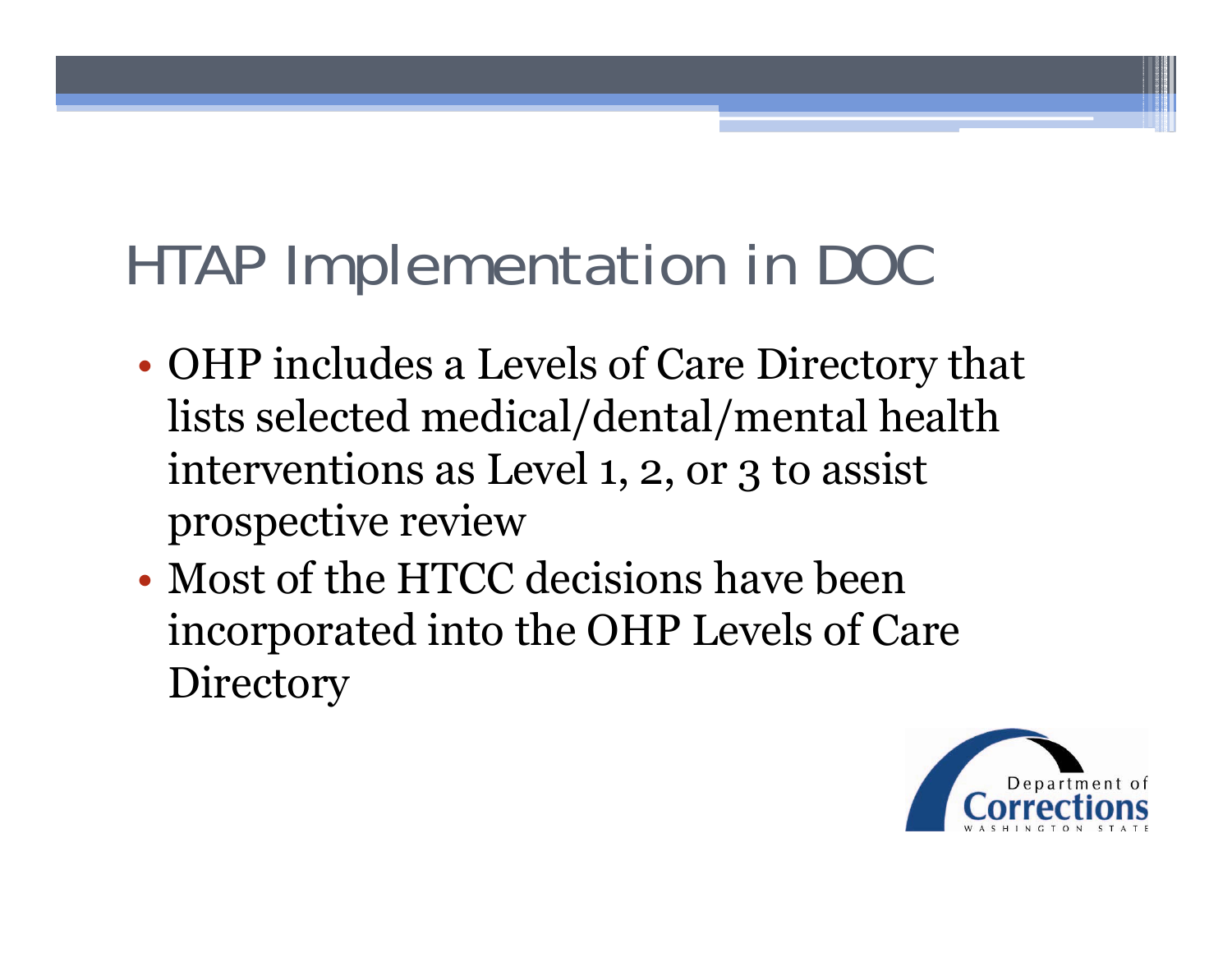# HTAP Implementation in DOC

- OHP includes a Levels of Care Directory that lists selected medical/dental/mental health interventions as Level 1, 2, or 3 to assist prospective review
- Most of the HTCC decisions have been incorporated into the OHP Levels of Care Directory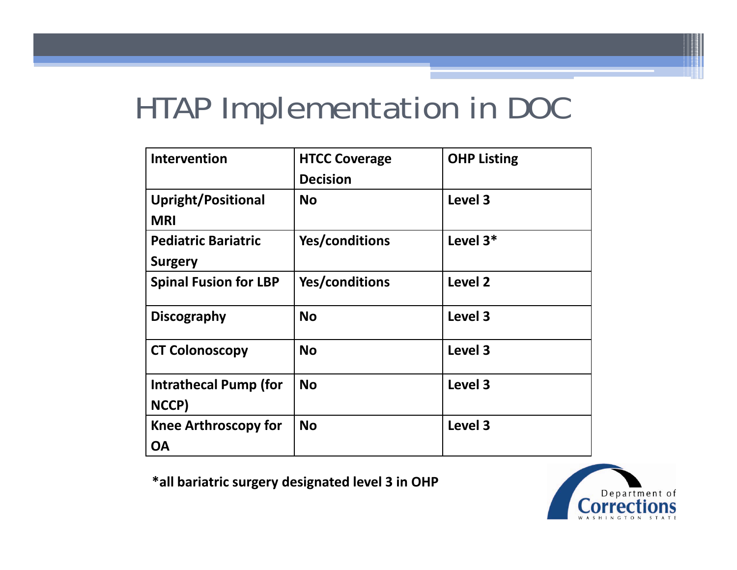# HTAP Implementation in DOC

| Intervention | HTCC Coverage Decision | OHP Listing |
|---|---|---|
| Upright/Positional MRI | No | Level 3 |
| Pediatric Bariatric Surgery | Yes/conditions | Level 3* |
| Spinal Fusion for LBP | Yes/conditions | Level 2 |
| Discography | No | Level 3 |
| CT Colonoscopy | No | Level 3 |
| Intrathecal Pump (for NCCP) | No | Level 3 |
| Knee Arthroscopy for OA | No | Level 3 |

**\*all bariatric surgery designated level 3 in OHP**

Department of Corrections WASHINGTON STATE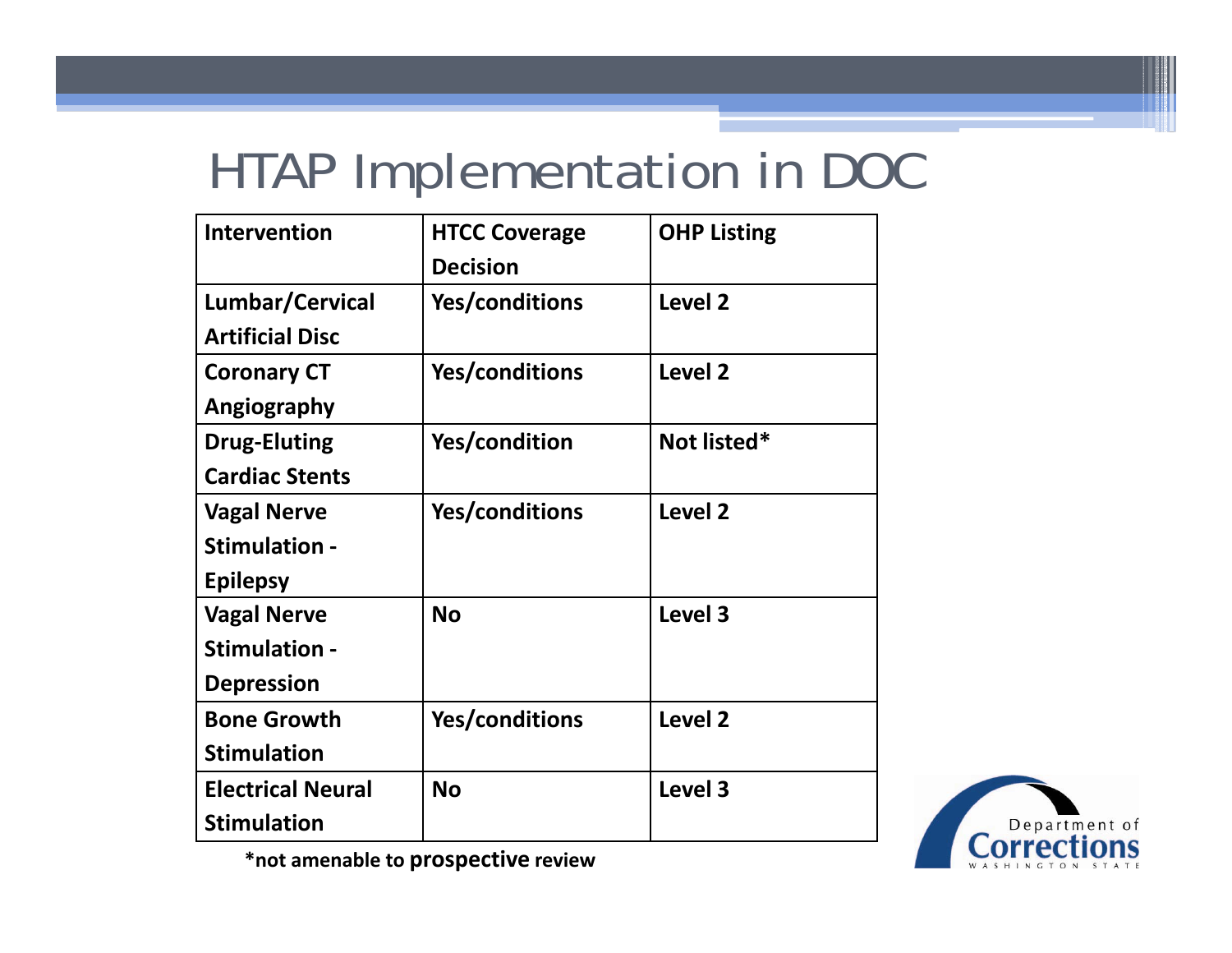# HTAP Implementation in DOC

| Intervention | HTCC Coverage Decision | OHP Listing |
| --- | --- | --- |
| Lumbar/Cervical Artificial Disc | Yes/conditions | Level 2 |
| Coronary CT Angiography | Yes/conditions | Level 2 |
| Drug-Eluting Cardiac Stents | Yes/condition | Not listed* |
| Vagal Nerve Stimulation - Epilepsy | Yes/conditions | Level 2 |
| Vagal Nerve Stimulation - Depression | No | Level 3 |
| Bone Growth Stimulation | Yes/conditions | Level 2 |
| Electrical Neural Stimulation | No | Level 3 |

*not amenable to prospective review

Department of Corrections
WASHINGTON STATE